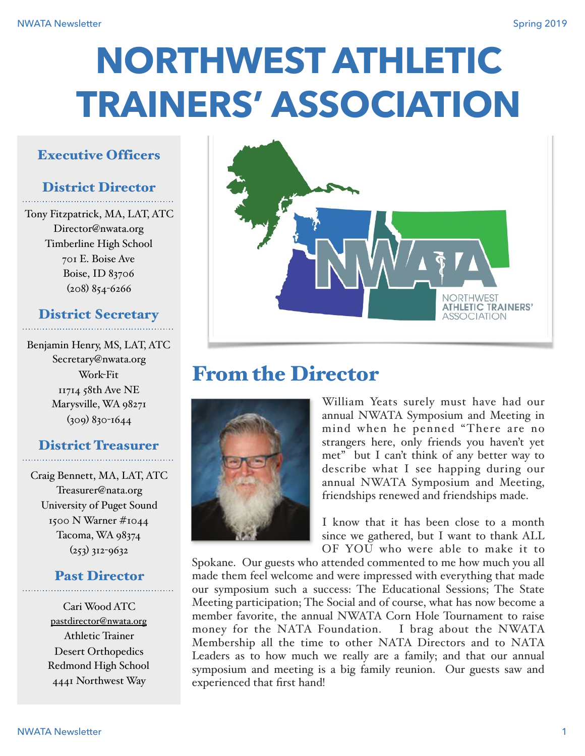# NORTHWEST ATHLETIC TRAINERS' ASSOCIATION

## Executive Officers

### District Director

Tony Fitzpatrick, MA, LAT, ATC
Director@nwata.org
Timberline High School
701 E. Boise Ave
Boise, ID 83706
(208) 854-6266

### District Secretary

Benjamin Henry, MS, LAT, ATC
Secretary@nwata.org
Work-Fit
11714 58th Ave NE
Marysville, WA 98271
(309) 830-1644

### District Treasurer

Craig Bennett, MA, LAT, ATC
Treasurer@nata.org
University of Puget Sound
1500 N Warner #1044
Tacoma, WA 98374
(253) 312-9632

### Past Director

Cari Wood ATC
pastdirector@nwata.org
Athletic Trainer
Desert Orthopedics
Redmond High School
4441 Northwest Way

## From the Director

William Yeats surely must have had our annual NWATA Symposium and Meeting in mind when he penned "There are no strangers here, only friends you haven't yet met" but I can't think of any better way to describe what I see happing during our annual NWATA Symposium and Meeting, friendships renewed and friendships made.

I know that it has been close to a month since we gathered, but I want to thank ALL OF YOU who were able to make it to Spokane. Our guests who attended commented to me how much you all made them feel welcome and were impressed with everything that made our symposium such a success: The Educational Sessions; The State Meeting participation; The Social and of course, what has now become a member favorite, the annual NWATA Corn Hole Tournament to raise money for the NATA Foundation. I brag about the NWATA Membership all the time to other NATA Directors and to NATA Leaders as to how much we really are a family; and that our annual symposium and meeting is a big family reunion. Our guests saw and experienced that first hand!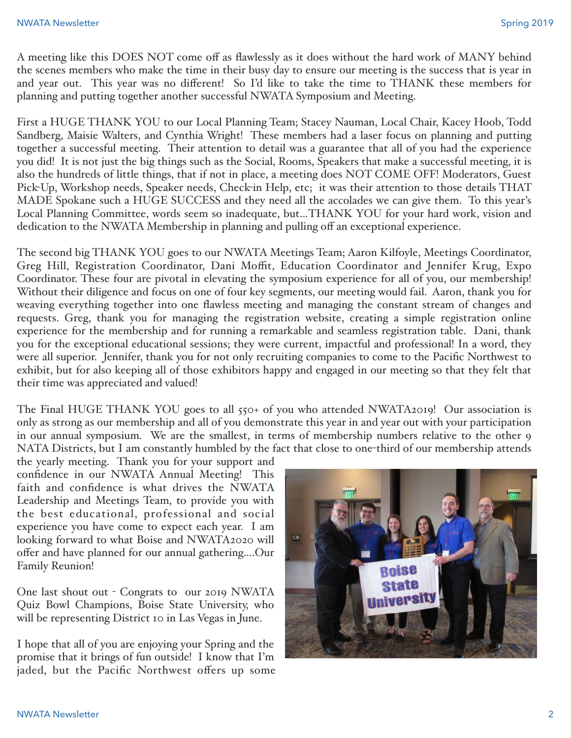A meeting like this DOES NOT come off as flawlessly as it does without the hard work of MANY behind the scenes members who make the time in their busy day to ensure our meeting is the success that is year in and year out. This year was no different! So I'd like to take the time to THANK these members for planning and putting together another successful NWATA Symposium and Meeting.

First a HUGE THANK YOU to our Local Planning Team; Stacey Nauman, Local Chair, Kacey Hoob, Todd Sandberg, Maisie Walters, and Cynthia Wright! These members had a laser focus on planning and putting together a successful meeting. Their attention to detail was a guarantee that all of you had the experience you did! It is not just the big things such as the Social, Rooms, Speakers that make a successful meeting, it is also the hundreds of little things, that if not in place, a meeting does NOT COME OFF! Moderators, Guest Pick-Up, Workshop needs, Speaker needs, Check-in Help, etc; it was their attention to those details THAT MADE Spokane such a HUGE SUCCESS and they need all the accolades we can give them. To this year's Local Planning Committee, words seem so inadequate, but...THANK YOU for your hard work, vision and dedication to the NWATA Membership in planning and pulling off an exceptional experience.

The second big THANK YOU goes to our NWATA Meetings Team; Aaron Kilfoyle, Meetings Coordinator, Greg Hill, Registration Coordinator, Dani Moffit, Education Coordinator and Jennifer Krug, Expo Coordinator. These four are pivotal in elevating the symposium experience for all of you, our membership! Without their diligence and focus on one of four key segments, our meeting would fail. Aaron, thank you for weaving everything together into one flawless meeting and managing the constant stream of changes and requests. Greg, thank you for managing the registration website, creating a simple registration online experience for the membership and for running a remarkable and seamless registration table. Dani, thank you for the exceptional educational sessions; they were current, impactful and professional! In a word, they were all superior. Jennifer, thank you for not only recruiting companies to come to the Pacific Northwest to exhibit, but for also keeping all of those exhibitors happy and engaged in our meeting so that they felt that their time was appreciated and valued!

The Final HUGE THANK YOU goes to all 550+ of you who attended NWATA2019! Our association is only as strong as our membership and all of you demonstrate this year in and year out with your participation in our annual symposium. We are the smallest, in terms of membership numbers relative to the other 9 NATA Districts, but I am constantly humbled by the fact that close to one-third of our membership attends the yearly meeting. Thank you for your support and confidence in our NWATA Annual Meeting! This faith and confidence is what drives the NWATA Leadership and Meetings Team, to provide you with the best educational, professional and social experience you have come to expect each year. I am looking forward to what Boise and NWATA2020 will offer and have planned for our annual gathering....Our Family Reunion!

One last shout out - Congrats to our 2019 NWATA Quiz Bowl Champions, Boise State University, who will be representing District 10 in Las Vegas in June.

I hope that all of you are enjoying your Spring and the promise that it brings of fun outside! I know that I'm jaded, but the Pacific Northwest offers up some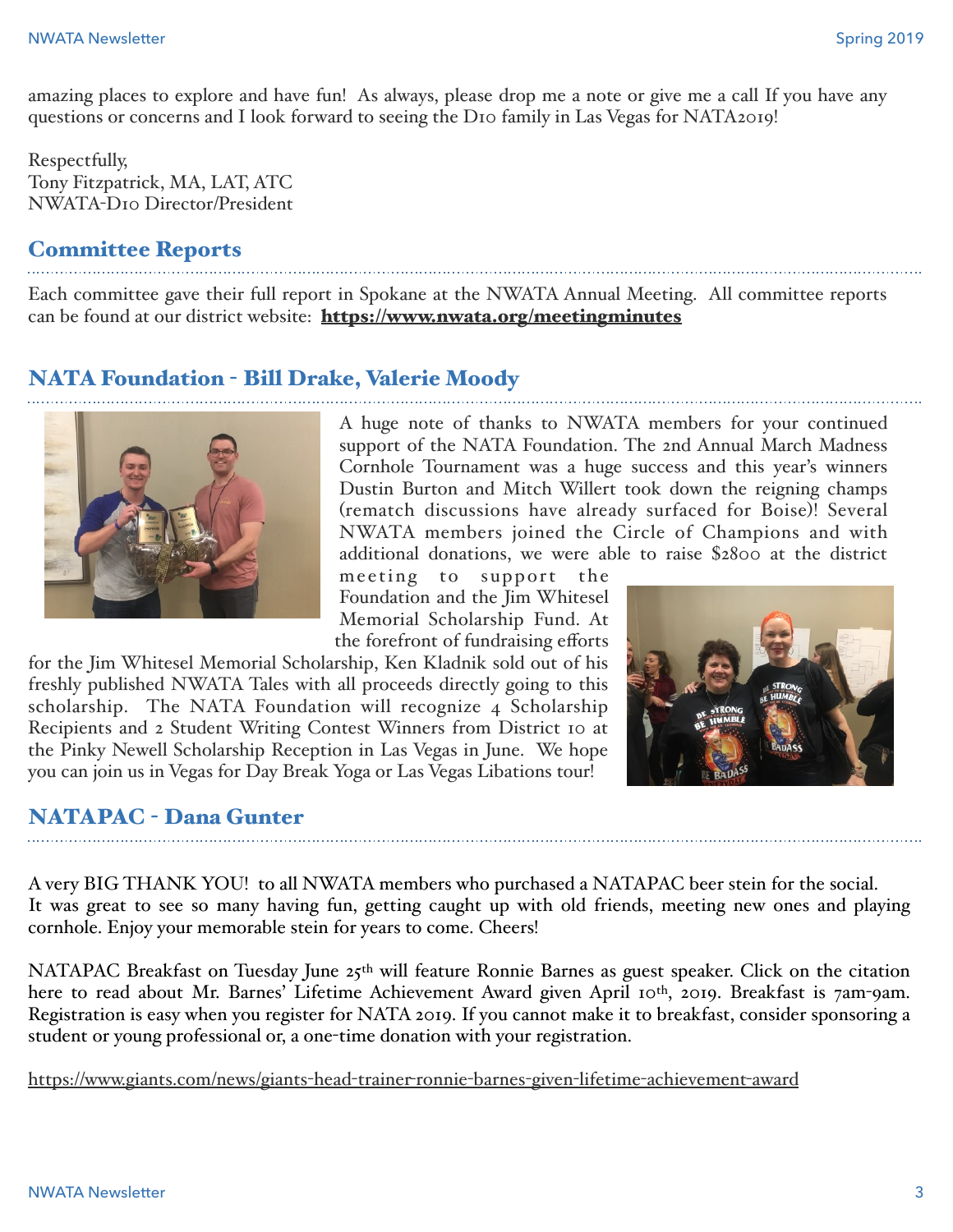amazing places to explore and have fun! As always, please drop me a note or give me a call If you have any questions or concerns and I look forward to seeing the D10 family in Las Vegas for NATA2019!

Respectfully,
Tony Fitzpatrick, MA, LAT, ATC
NWATA-D10 Director/President

## Committee Reports

Each committee gave their full report in Spokane at the NWATA Annual Meeting. All committee reports can be found at our district website: **https://www.nwata.org/meetingminutes**

## NATA Foundation - Bill Drake, Valerie Moody

A huge note of thanks to NWATA members for your continued support of the NATA Foundation. The 2nd Annual March Madness Cornhole Tournament was a huge success and this year's winners Dustin Burton and Mitch Willert took down the reigning champs (rematch discussions have already surfaced for Boise)! Several NWATA members joined the Circle of Champions and with additional donations, we were able to raise $2800 at the district meeting to support the Foundation and the Jim Whitesel Memorial Scholarship Fund. At the forefront of fundraising efforts for the Jim Whitesel Memorial Scholarship, Ken Kladnik sold out of his freshly published NWATA Tales with all proceeds directly going to this scholarship. The NATA Foundation will recognize 4 Scholarship Recipients and 2 Student Writing Contest Winners from District 10 at the Pinky Newell Scholarship Reception in Las Vegas in June. We hope you can join us in Vegas for Day Break Yoga or Las Vegas Libations tour!

## NATAPAC - Dana Gunter

A very BIG THANK YOU! to all NWATA members who purchased a NATAPAC beer stein for the social. It was great to see so many having fun, getting caught up with old friends, meeting new ones and playing cornhole. Enjoy your memorable stein for years to come. Cheers!

NATAPAC Breakfast on Tuesday June 25th will feature Ronnie Barnes as guest speaker. Click on the citation here to read about Mr. Barnes' Lifetime Achievement Award given April 10th, 2019. Breakfast is 7am-9am. Registration is easy when you register for NATA 2019. If you cannot make it to breakfast, consider sponsoring a student or young professional or, a one-time donation with your registration.

https://www.giants.com/news/giants-head-trainer-ronnie-barnes-given-lifetime-achievement-award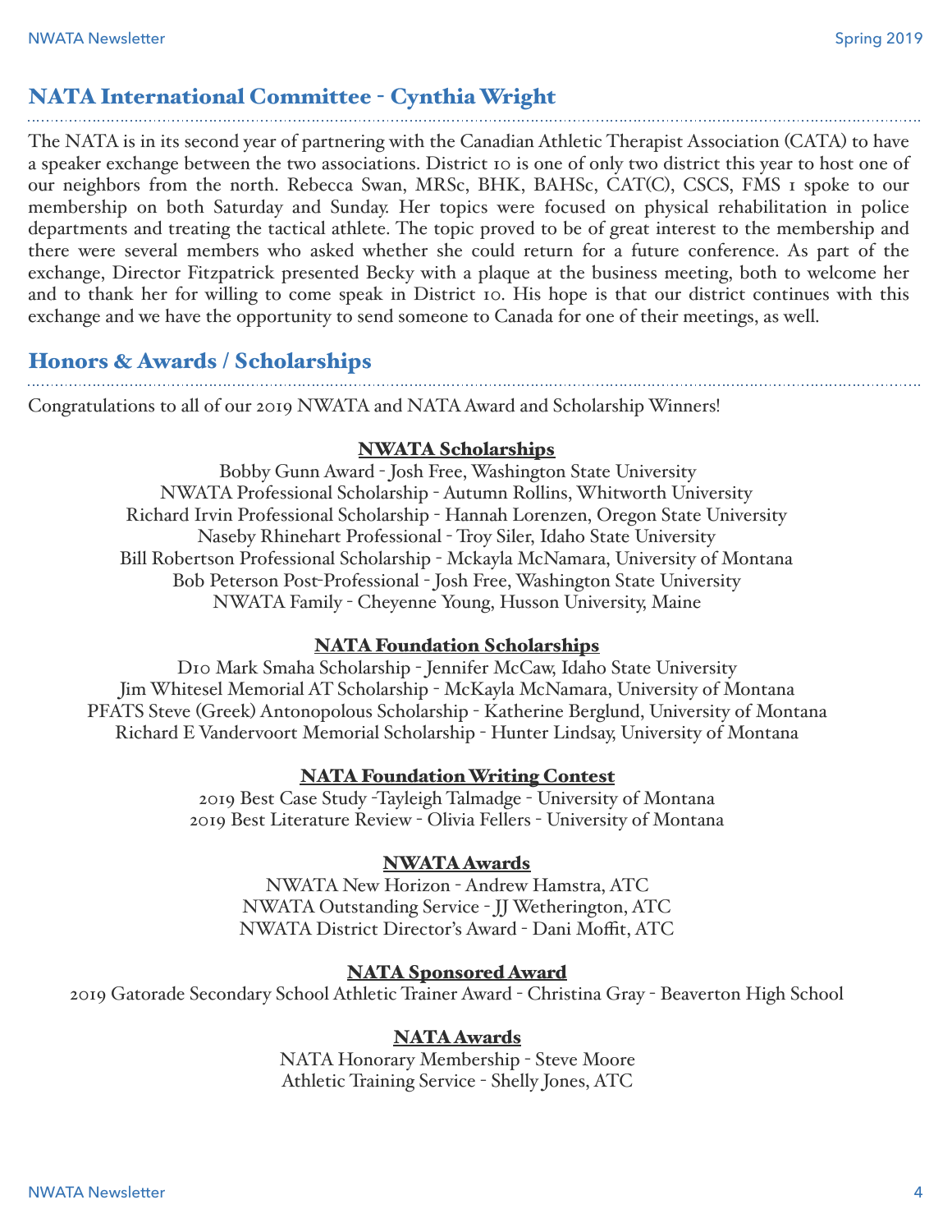## NATA International Committee - Cynthia Wright

The NATA is in its second year of partnering with the Canadian Athletic Therapist Association (CATA) to have a speaker exchange between the two associations. District 10 is one of only two district this year to host one of our neighbors from the north. Rebecca Swan, MRSc, BHK, BAHSc, CAT(C), CSCS, FMS 1 spoke to our membership on both Saturday and Sunday. Her topics were focused on physical rehabilitation in police departments and treating the tactical athlete. The topic proved to be of great interest to the membership and there were several members who asked whether she could return for a future conference. As part of the exchange, Director Fitzpatrick presented Becky with a plaque at the business meeting, both to welcome her and to thank her for willing to come speak in District 10. His hope is that our district continues with this exchange and we have the opportunity to send someone to Canada for one of their meetings, as well.

## Honors & Awards / Scholarships

Congratulations to all of our 2019 NWATA and NATA Award and Scholarship Winners!

**NWATA Scholarships**

Bobby Gunn Award - Josh Free, Washington State University
NWATA Professional Scholarship - Autumn Rollins, Whitworth University
Richard Irvin Professional Scholarship - Hannah Lorenzen, Oregon State University
Naseby Rhinehart Professional - Troy Siler, Idaho State University
Bill Robertson Professional Scholarship - Mckayla McNamara, University of Montana
Bob Peterson Post-Professional - Josh Free, Washington State University
NWATA Family - Cheyenne Young, Husson University, Maine

**NATA Foundation Scholarships**

D10 Mark Smaha Scholarship - Jennifer McCaw, Idaho State University
Jim Whitesel Memorial AT Scholarship - McKayla McNamara, University of Montana
PFATS Steve (Greek) Antonopolous Scholarship - Katherine Berglund, University of Montana
Richard E Vandervoort Memorial Scholarship - Hunter Lindsay, University of Montana

**NATA Foundation Writing Contest**

2019 Best Case Study -Tayleigh Talmadge - University of Montana
2019 Best Literature Review - Olivia Fellers - University of Montana

**NWATA Awards**

NWATA New Horizon - Andrew Hamstra, ATC
NWATA Outstanding Service - JJ Wetherington, ATC
NWATA District Director's Award - Dani Moffit, ATC

**NATA Sponsored Award**

2019 Gatorade Secondary School Athletic Trainer Award - Christina Gray - Beaverton High School

**NATA Awards**

NATA Honorary Membership - Steve Moore
Athletic Training Service - Shelly Jones, ATC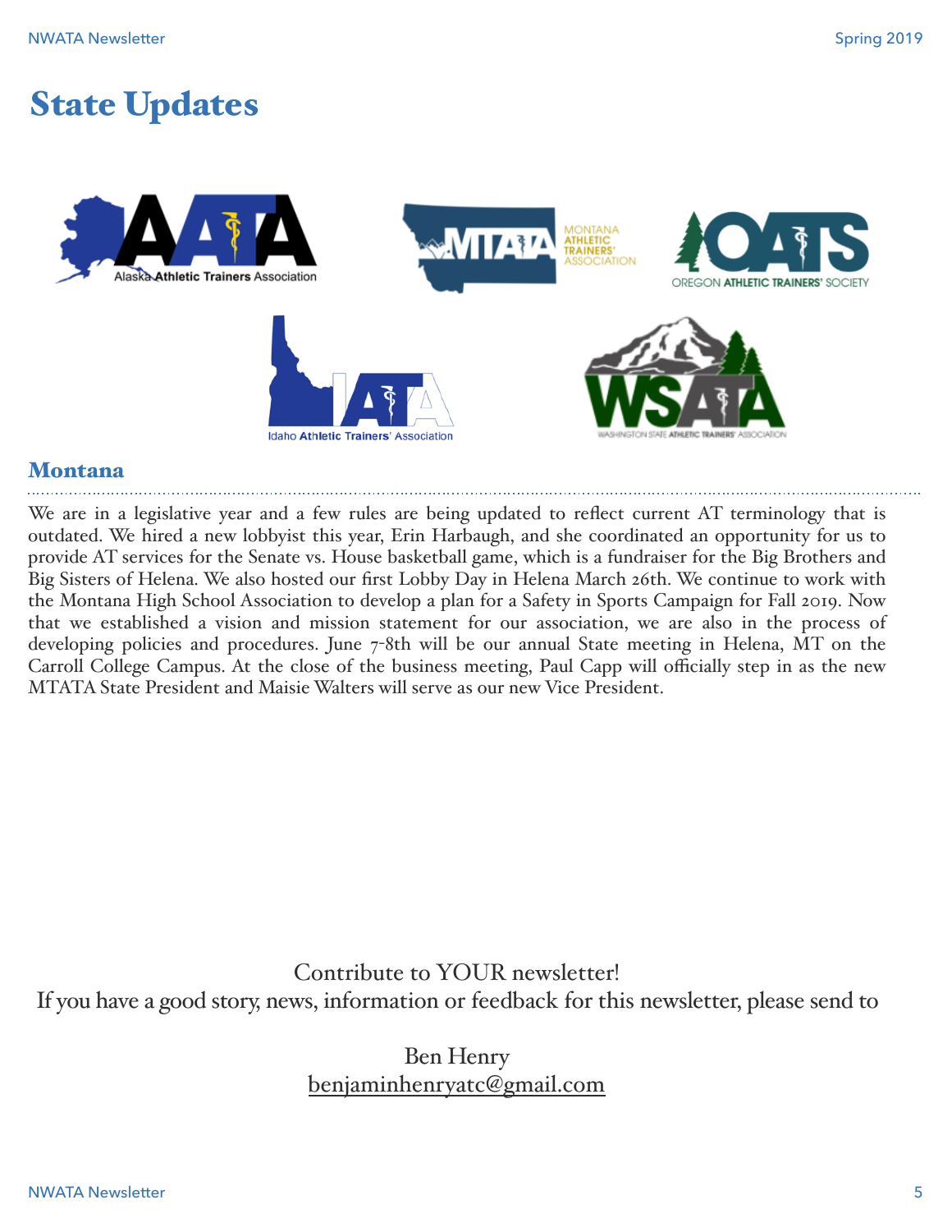# State Updates

## Montana

We are in a legislative year and a few rules are being updated to reflect current AT terminology that is outdated. We hired a new lobbyist this year, Erin Harbaugh, and she coordinated an opportunity for us to provide AT services for the Senate vs. House basketball game, which is a fundraiser for the Big Brothers and Big Sisters of Helena. We also hosted our first Lobby Day in Helena March 26th. We continue to work with the Montana High School Association to develop a plan for a Safety in Sports Campaign for Fall 2019. Now that we established a vision and mission statement for our association, we are also in the process of developing policies and procedures. June 7-8th will be our annual State meeting in Helena, MT on the Carroll College Campus. At the close of the business meeting, Paul Capp will officially step in as the new MTATA State President and Maisie Walters will serve as our new Vice President.

Contribute to YOUR newsletter!

If you have a good story, news, information or feedback for this newsletter, please send to

Ben Henry

benjaminhenryatc@gmail.com